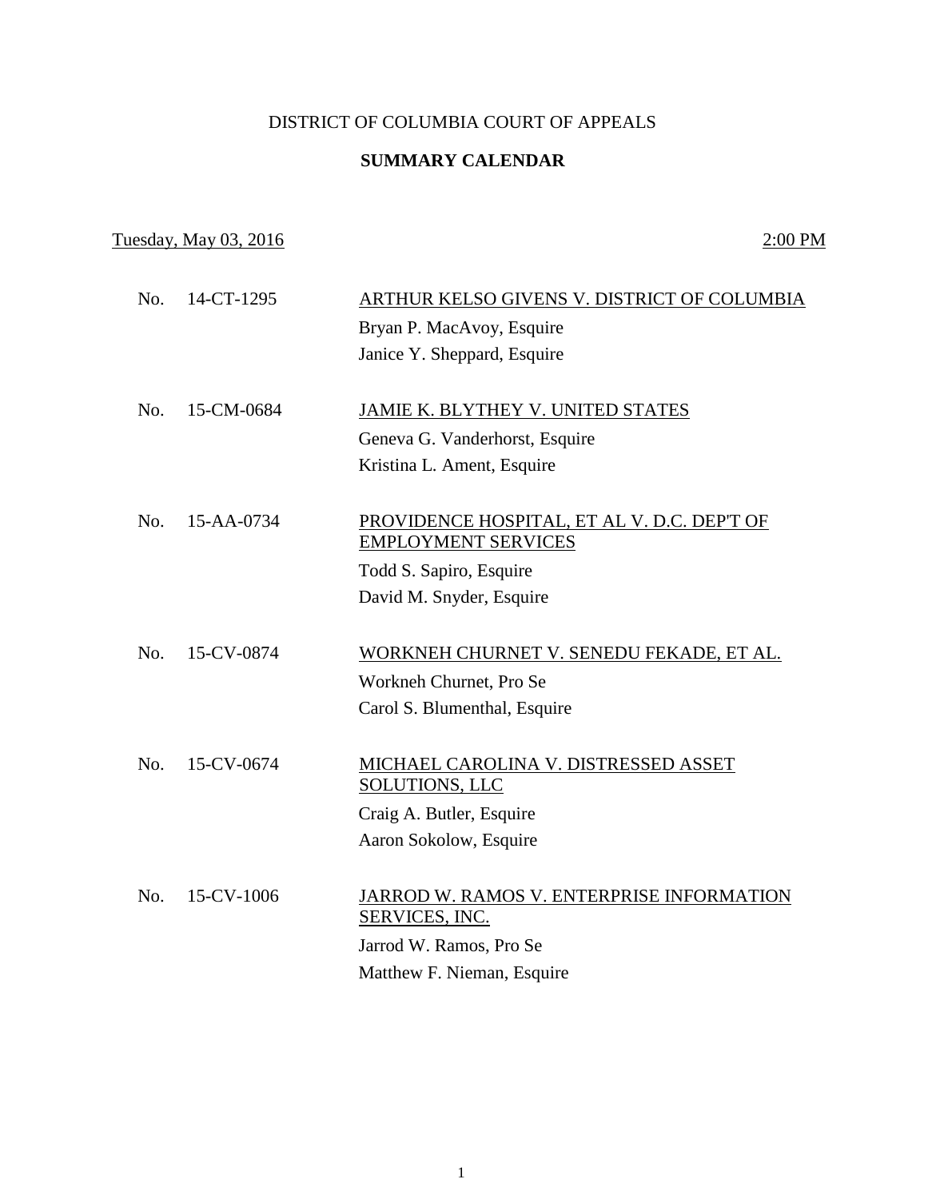# DISTRICT OF COLUMBIA COURT OF APPEALS

## SUMMARY CALENDAR

Tuesday, May 03, 2016 — 2:00 PM

No. 14-CT-1295 — ARTHUR KELSO GIVENS V. DISTRICT OF COLUMBIA
Bryan P. MacAvoy, Esquire
Janice Y. Sheppard, Esquire

No. 15-CM-0684 — JAMIE K. BLYTHEY V. UNITED STATES
Geneva G. Vanderhorst, Esquire
Kristina L. Ament, Esquire

No. 15-AA-0734 — PROVIDENCE HOSPITAL, ET AL V. D.C. DEP'T OF EMPLOYMENT SERVICES
Todd S. Sapiro, Esquire
David M. Snyder, Esquire

No. 15-CV-0874 — WORKNEH CHURNET V. SENEDU FEKADE, ET AL.
Workneh Churnet, Pro Se
Carol S. Blumenthal, Esquire

No. 15-CV-0674 — MICHAEL CAROLINA V. DISTRESSED ASSET SOLUTIONS, LLC
Craig A. Butler, Esquire
Aaron Sokolow, Esquire

No. 15-CV-1006 — JARROD W. RAMOS V. ENTERPRISE INFORMATION SERVICES, INC.
Jarrod W. Ramos, Pro Se
Matthew F. Nieman, Esquire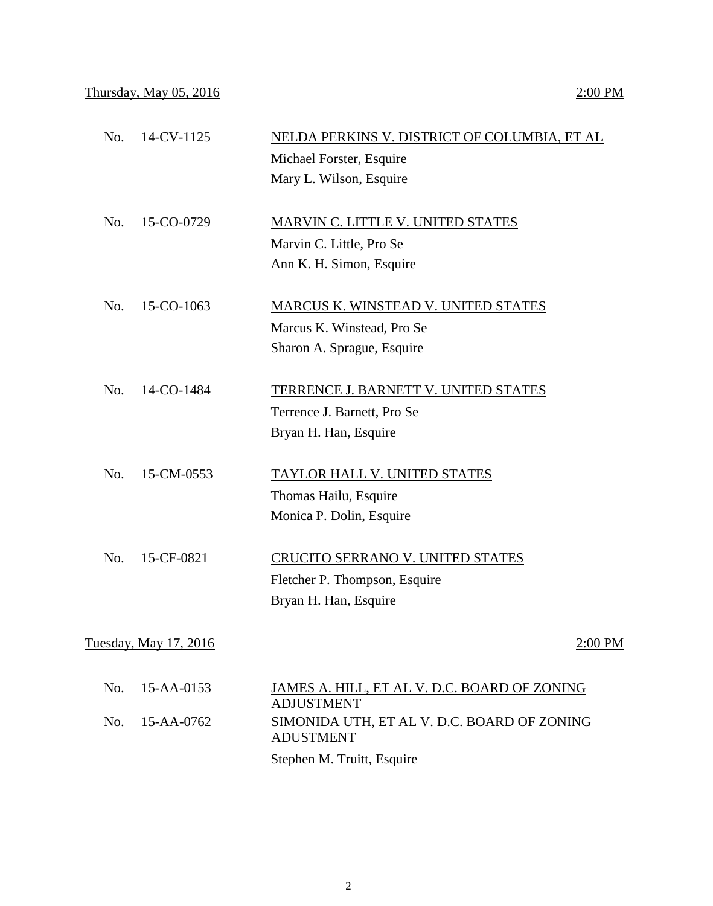Thursday, May 05, 2016 2:00 PM

No. 14-CV-1125 NELDA PERKINS V. DISTRICT OF COLUMBIA, ET AL
Michael Forster, Esquire
Mary L. Wilson, Esquire

No. 15-CO-0729 MARVIN C. LITTLE V. UNITED STATES
Marvin C. Little, Pro Se
Ann K. H. Simon, Esquire

No. 15-CO-1063 MARCUS K. WINSTEAD V. UNITED STATES
Marcus K. Winstead, Pro Se
Sharon A. Sprague, Esquire

No. 14-CO-1484 TERRENCE J. BARNETT V. UNITED STATES
Terrence J. Barnett, Pro Se
Bryan H. Han, Esquire

No. 15-CM-0553 TAYLOR HALL V. UNITED STATES
Thomas Hailu, Esquire
Monica P. Dolin, Esquire

No. 15-CF-0821 CRUCITO SERRANO V. UNITED STATES
Fletcher P. Thompson, Esquire
Bryan H. Han, Esquire

Tuesday, May 17, 2016 2:00 PM

No. 15-AA-0153 JAMES A. HILL, ET AL V. D.C. BOARD OF ZONING ADJUSTMENT
No. 15-AA-0762 SIMONIDA UTH, ET AL V. D.C. BOARD OF ZONING ADUSTMENT
Stephen M. Truitt, Esquire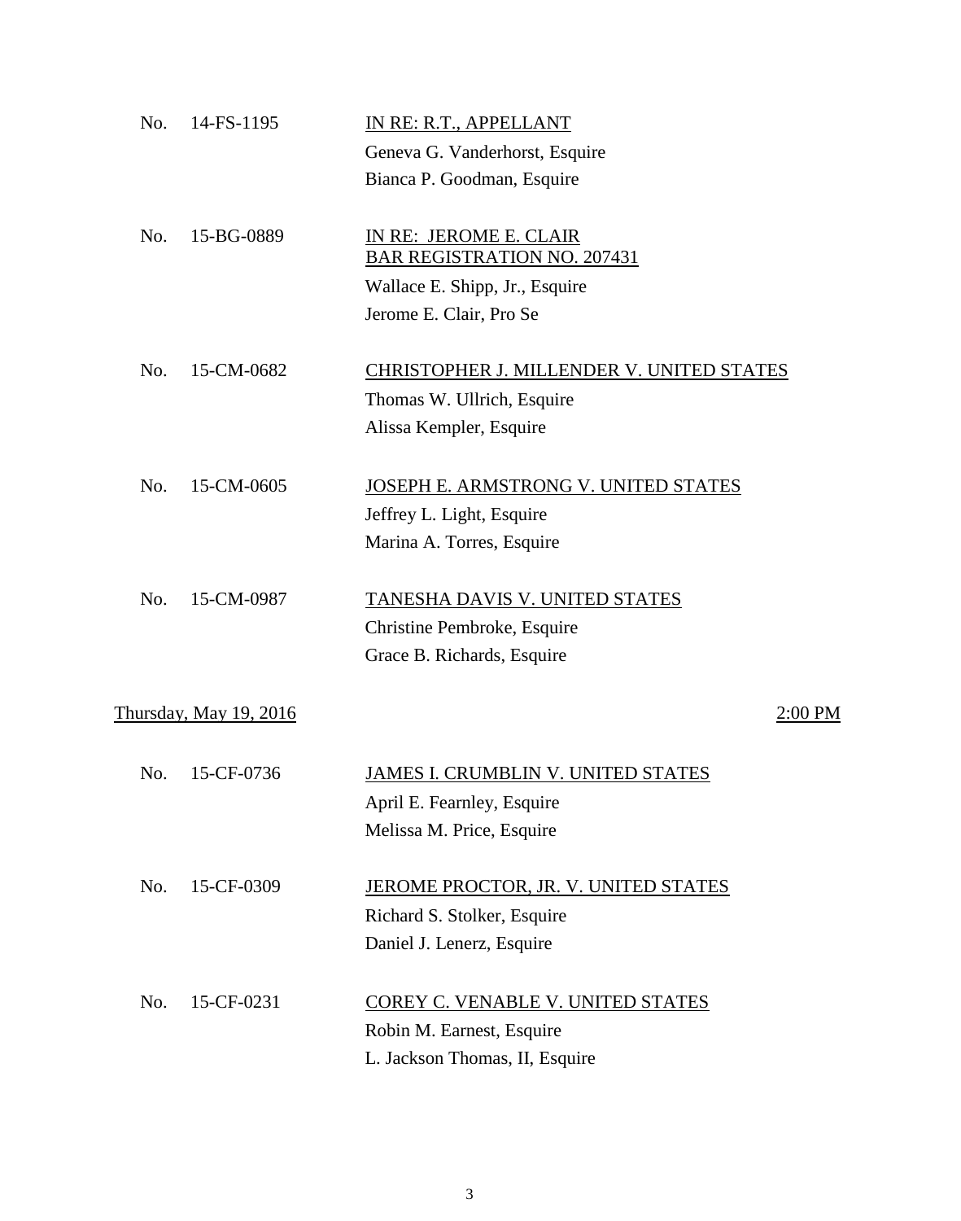No. 14-FS-1195 — IN RE: R.T., APPELLANT

Geneva G. Vanderhorst, Esquire
Bianca P. Goodman, Esquire

No. 15-BG-0889 — IN RE: JEROME E. CLAIR
BAR REGISTRATION NO. 207431

Wallace E. Shipp, Jr., Esquire
Jerome E. Clair, Pro Se

No. 15-CM-0682 — CHRISTOPHER J. MILLENDER V. UNITED STATES

Thomas W. Ullrich, Esquire
Alissa Kempler, Esquire

No. 15-CM-0605 — JOSEPH E. ARMSTRONG V. UNITED STATES

Jeffrey L. Light, Esquire
Marina A. Torres, Esquire

No. 15-CM-0987 — TANESHA DAVIS V. UNITED STATES

Christine Pembroke, Esquire
Grace B. Richards, Esquire

## Thursday, May 19, 2016 — 2:00 PM

No. 15-CF-0736 — JAMES I. CRUMBLIN V. UNITED STATES

April E. Fearnley, Esquire
Melissa M. Price, Esquire

No. 15-CF-0309 — JEROME PROCTOR, JR. V. UNITED STATES

Richard S. Stolker, Esquire
Daniel J. Lenerz, Esquire

No. 15-CF-0231 — COREY C. VENABLE V. UNITED STATES

Robin M. Earnest, Esquire
L. Jackson Thomas, II, Esquire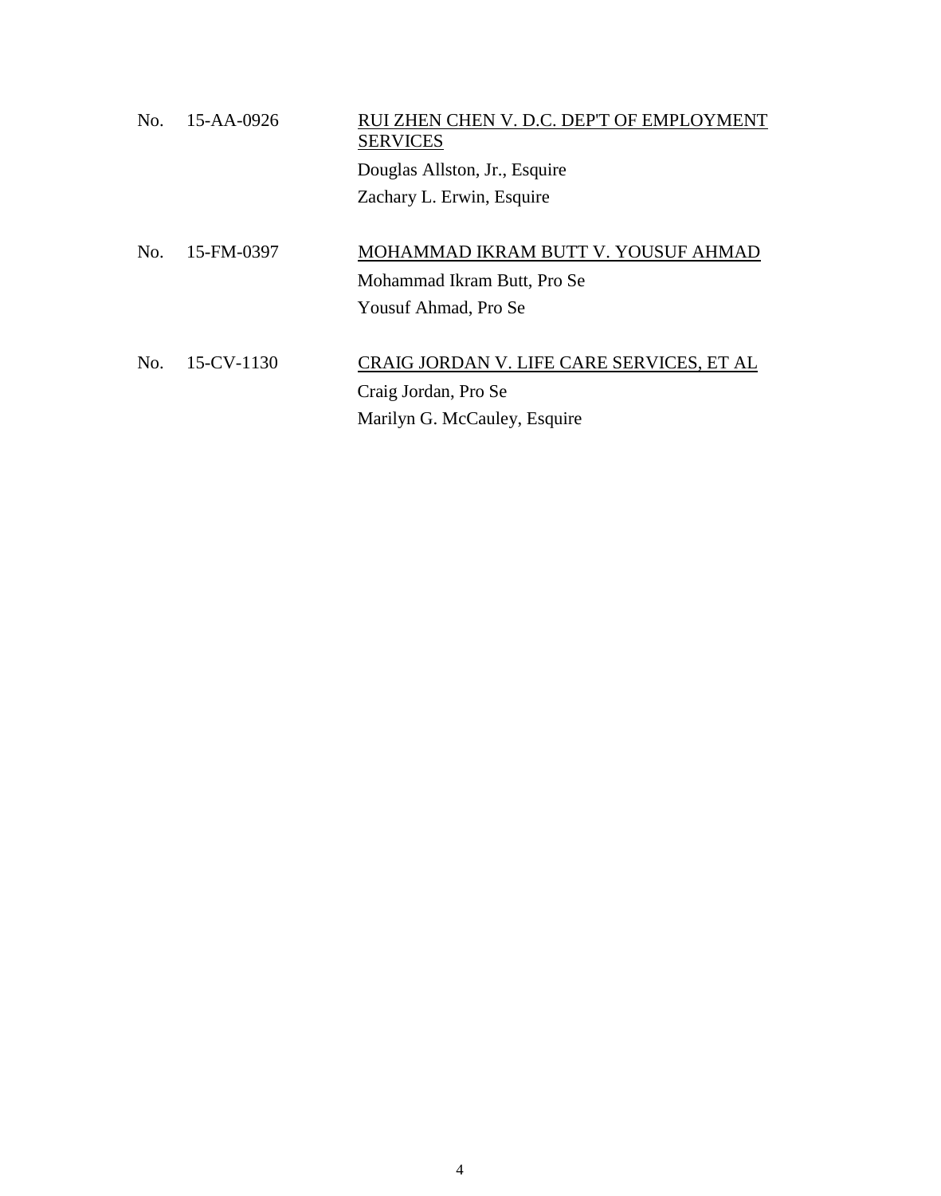No. 15-AA-0926 <u>RUI ZHEN CHEN V. D.C. DEP'T OF EMPLOYMENT SERVICES</u>

Douglas Allston, Jr., Esquire

Zachary L. Erwin, Esquire

No. 15-FM-0397 <u>MOHAMMAD IKRAM BUTT V. YOUSUF AHMAD</u>

Mohammad Ikram Butt, Pro Se

Yousuf Ahmad, Pro Se

No. 15-CV-1130 <u>CRAIG JORDAN V. LIFE CARE SERVICES, ET AL</u>

Craig Jordan, Pro Se

Marilyn G. McCauley, Esquire